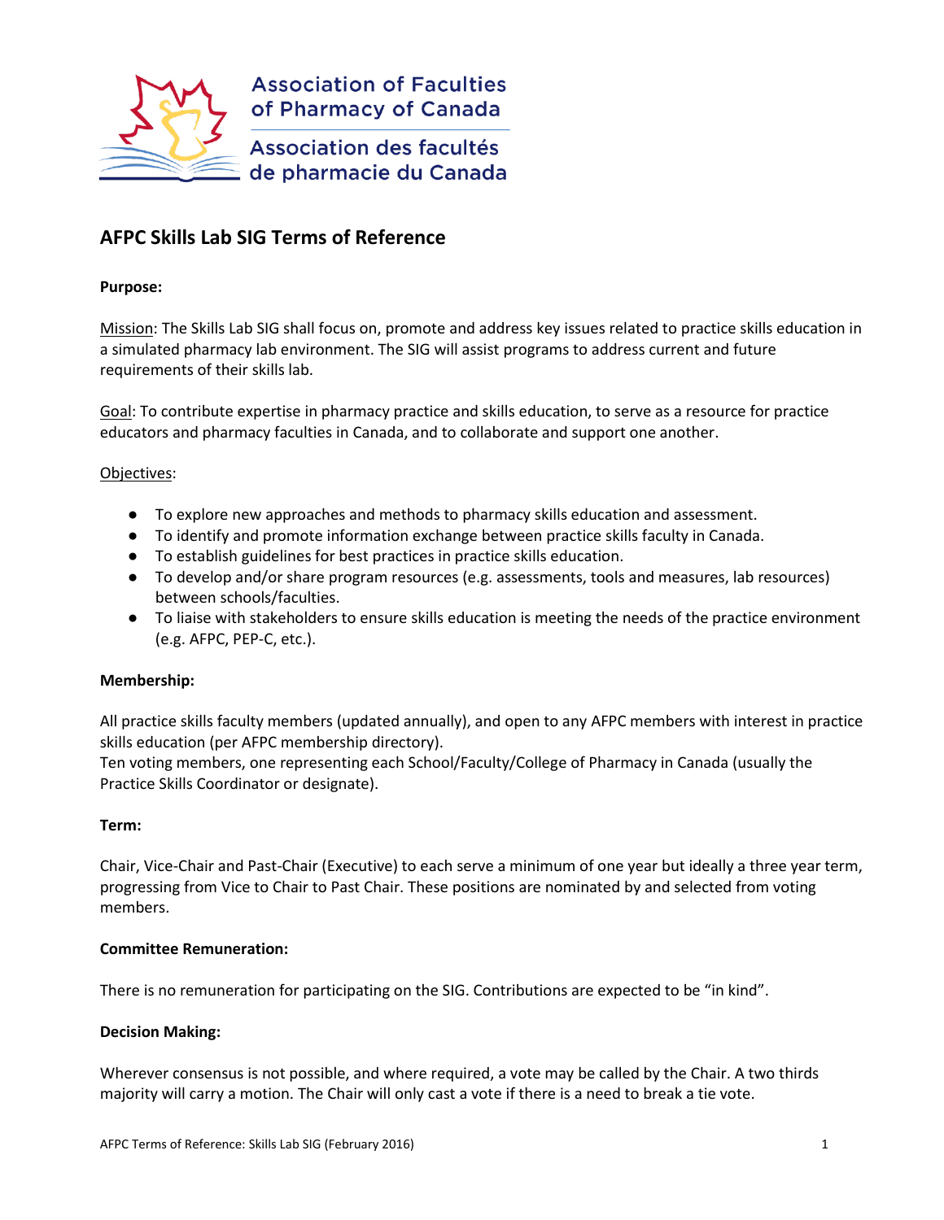Association of Faculties of Pharmacy of Canada

Association des facultés de pharmacie du Canada

# AFPC Skills Lab SIG Terms of Reference

**Purpose:**

Mission: The Skills Lab SIG shall focus on, promote and address key issues related to practice skills education in a simulated pharmacy lab environment. The SIG will assist programs to address current and future requirements of their skills lab.

Goal: To contribute expertise in pharmacy practice and skills education, to serve as a resource for practice educators and pharmacy faculties in Canada, and to collaborate and support one another.

Objectives:

- To explore new approaches and methods to pharmacy skills education and assessment.
- To identify and promote information exchange between practice skills faculty in Canada.
- To establish guidelines for best practices in practice skills education.
- To develop and/or share program resources (e.g. assessments, tools and measures, lab resources) between schools/faculties.
- To liaise with stakeholders to ensure skills education is meeting the needs of the practice environment (e.g. AFPC, PEP-C, etc.).

**Membership:**

All practice skills faculty members (updated annually), and open to any AFPC members with interest in practice skills education (per AFPC membership directory).
Ten voting members, one representing each School/Faculty/College of Pharmacy in Canada (usually the Practice Skills Coordinator or designate).

**Term:**

Chair, Vice-Chair and Past-Chair (Executive) to each serve a minimum of one year but ideally a three year term, progressing from Vice to Chair to Past Chair. These positions are nominated by and selected from voting members.

**Committee Remuneration:**

There is no remuneration for participating on the SIG. Contributions are expected to be "in kind".

**Decision Making:**

Wherever consensus is not possible, and where required, a vote may be called by the Chair. A two thirds majority will carry a motion. The Chair will only cast a vote if there is a need to break a tie vote.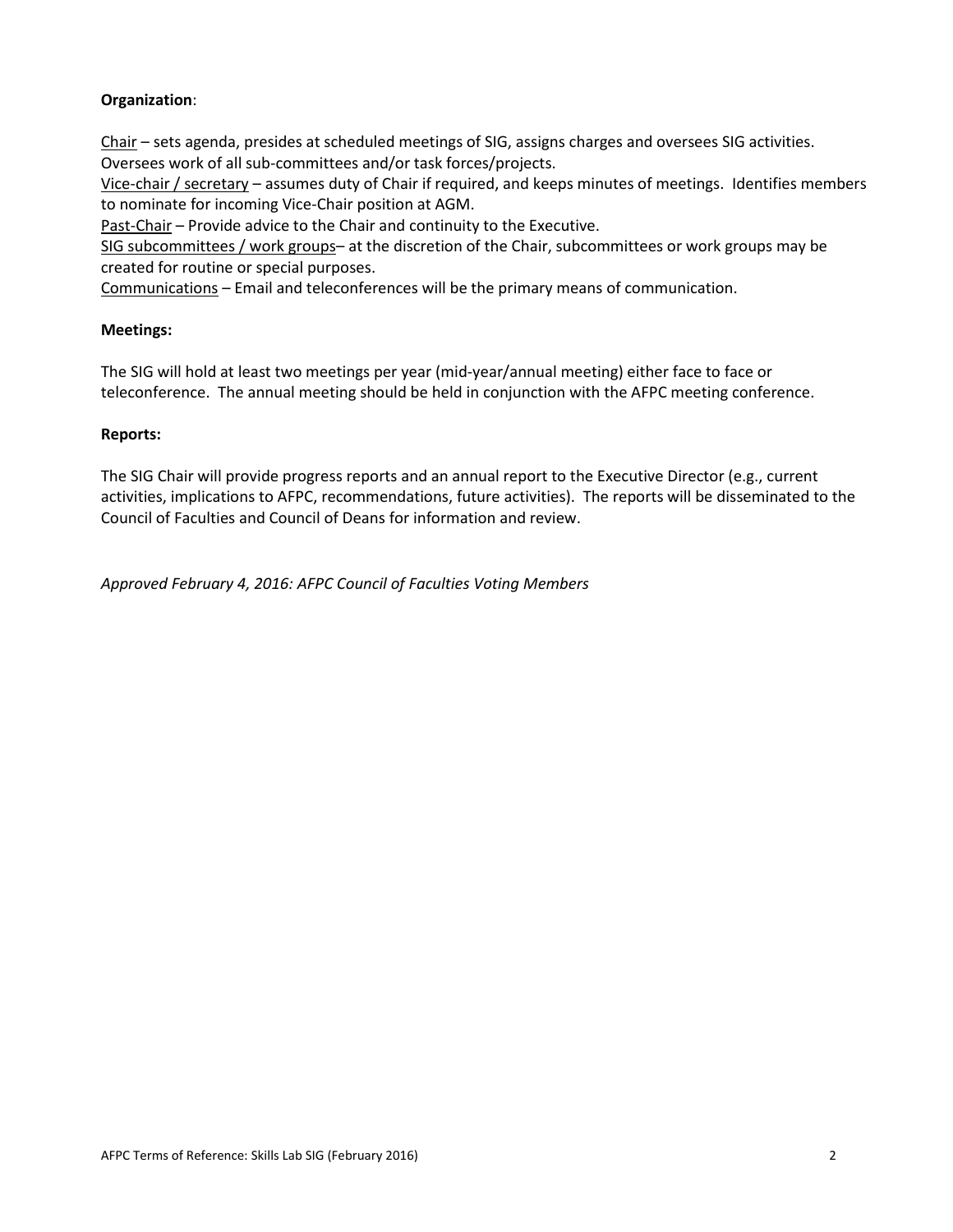**Organization**:

Chair – sets agenda, presides at scheduled meetings of SIG, assigns charges and oversees SIG activities. Oversees work of all sub-committees and/or task forces/projects.
Vice-chair / secretary – assumes duty of Chair if required, and keeps minutes of meetings. Identifies members to nominate for incoming Vice-Chair position at AGM.
Past-Chair – Provide advice to the Chair and continuity to the Executive.
SIG subcommittees / work groups– at the discretion of the Chair, subcommittees or work groups may be created for routine or special purposes.
Communications – Email and teleconferences will be the primary means of communication.

**Meetings:**

The SIG will hold at least two meetings per year (mid-year/annual meeting) either face to face or teleconference. The annual meeting should be held in conjunction with the AFPC meeting conference.

**Reports:**

The SIG Chair will provide progress reports and an annual report to the Executive Director (e.g., current activities, implications to AFPC, recommendations, future activities). The reports will be disseminated to the Council of Faculties and Council of Deans for information and review.

*Approved February 4, 2016: AFPC Council of Faculties Voting Members*